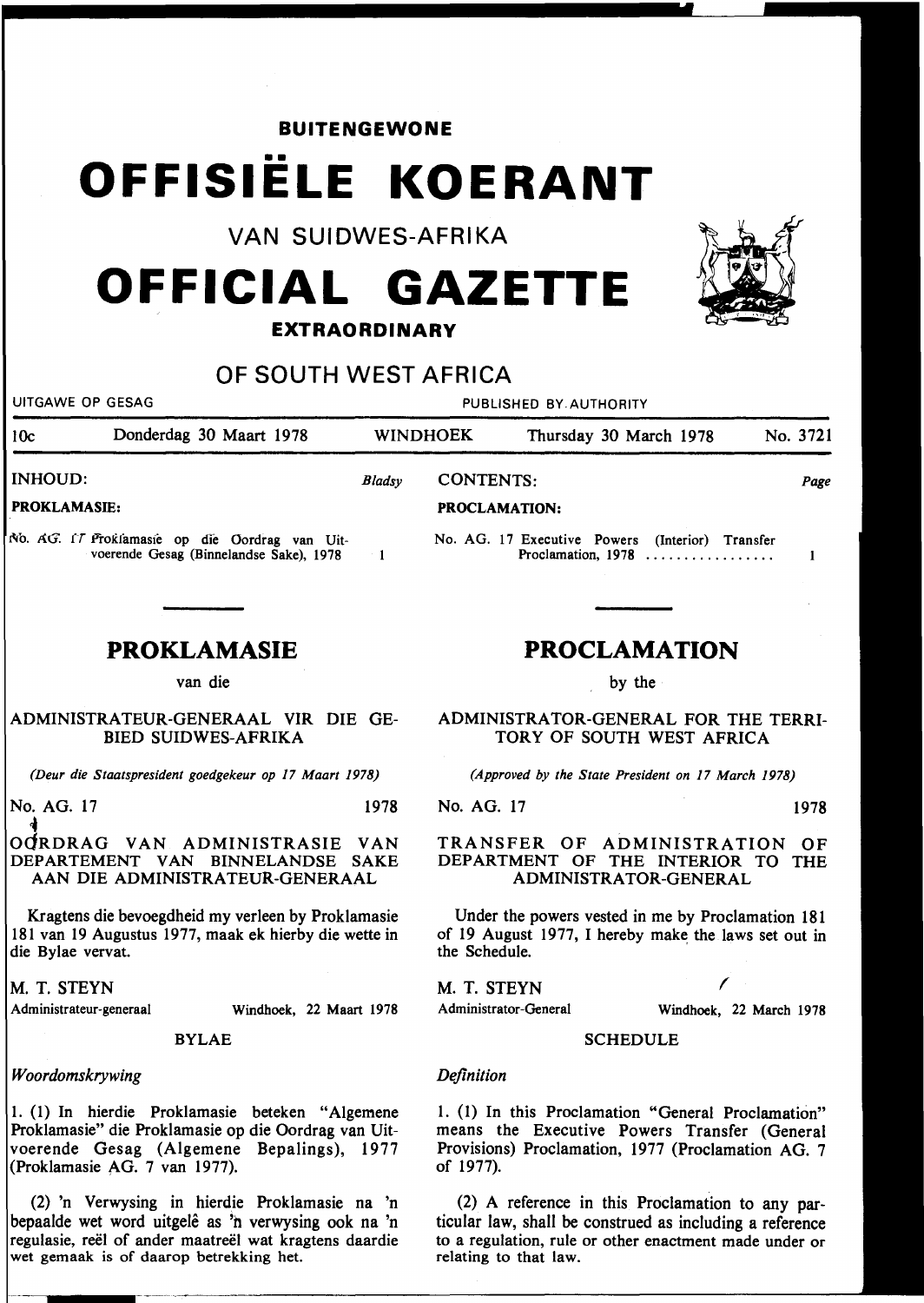**BUITENGEWONE**

# OFFISIËLE KOERANT

VAN SUIDWES-AFRIKA

# OFFICIAL GAZETTE

**EXTRAORDINARY**

## OF SOUTH WEST AFRICA

UITGAWE OP GESAG — PUBLISHED BY AUTHORITY

| 10c | Donderdag 30 Maart 1978 | WINDHOEK | Thursday 30 March 1978 | No. 3721 |
|---|---|---|---|---|

INHOUD: *Bladsy*

**PROKLAMASIE:**

No. AG. 17 Proklamasie op die Oordrag van Uitvoerende Gesag (Binnelandse Sake), 1978 ... 1

CONTENTS: *Page*

**PROCLAMATION:**

No. AG. 17 Executive Powers (Interior) Transfer Proclamation, 1978 ................. 1

## PROKLAMASIE

van die

ADMINISTRATEUR-GENERAAL VIR DIE GEBIED SUIDWES-AFRIKA

*(Deur die Staatspresident goedgekeur op 17 Maart 1978)*

No. AG. 17 — 1978

OORDRAG VAN ADMINISTRASIE VAN DEPARTEMENT VAN BINNELANDSE SAKE AAN DIE ADMINISTRATEUR-GENERAAL

Kragtens die bevoegdheid my verleen by Proklamasie 181 van 19 Augustus 1977, maak ek hierby die wette in die Bylae vervat.

M. T. STEYN
Administrateur-generaal — Windhoek, 22 Maart 1978

BYLAE

*Woordomskrywing*

1. (1) In hierdie Proklamasie beteken "Algemene Proklamasie" die Proklamasie op die Oordrag van Uitvoerende Gesag (Algemene Bepalings), 1977 (Proklamasie AG. 7 van 1977).

(2) 'n Verwysing in hierdie Proklamasie na 'n bepaalde wet word uitgelê as 'n verwysing ook na 'n regulasie, reël of ander maatreël wat kragtens daardie wet gemaak is of daarop betrekking het.

## PROCLAMATION

by the

ADMINISTRATOR-GENERAL FOR THE TERRITORY OF SOUTH WEST AFRICA

*(Approved by the State President on 17 March 1978)*

No. AG. 17 — 1978

TRANSFER OF ADMINISTRATION OF DEPARTMENT OF THE INTERIOR TO THE ADMINISTRATOR-GENERAL

Under the powers vested in me by Proclamation 181 of 19 August 1977, I hereby make the laws set out in the Schedule.

M. T. STEYN
Administrator-General — Windhoek, 22 March 1978

SCHEDULE

*Definition*

1. (1) In this Proclamation "General Proclamation" means the Executive Powers Transfer (General Provisions) Proclamation, 1977 (Proclamation AG. 7 of 1977).

(2) A reference in this Proclamation to any particular law, shall be construed as including a reference to a regulation, rule or other enactment made under or relating to that law.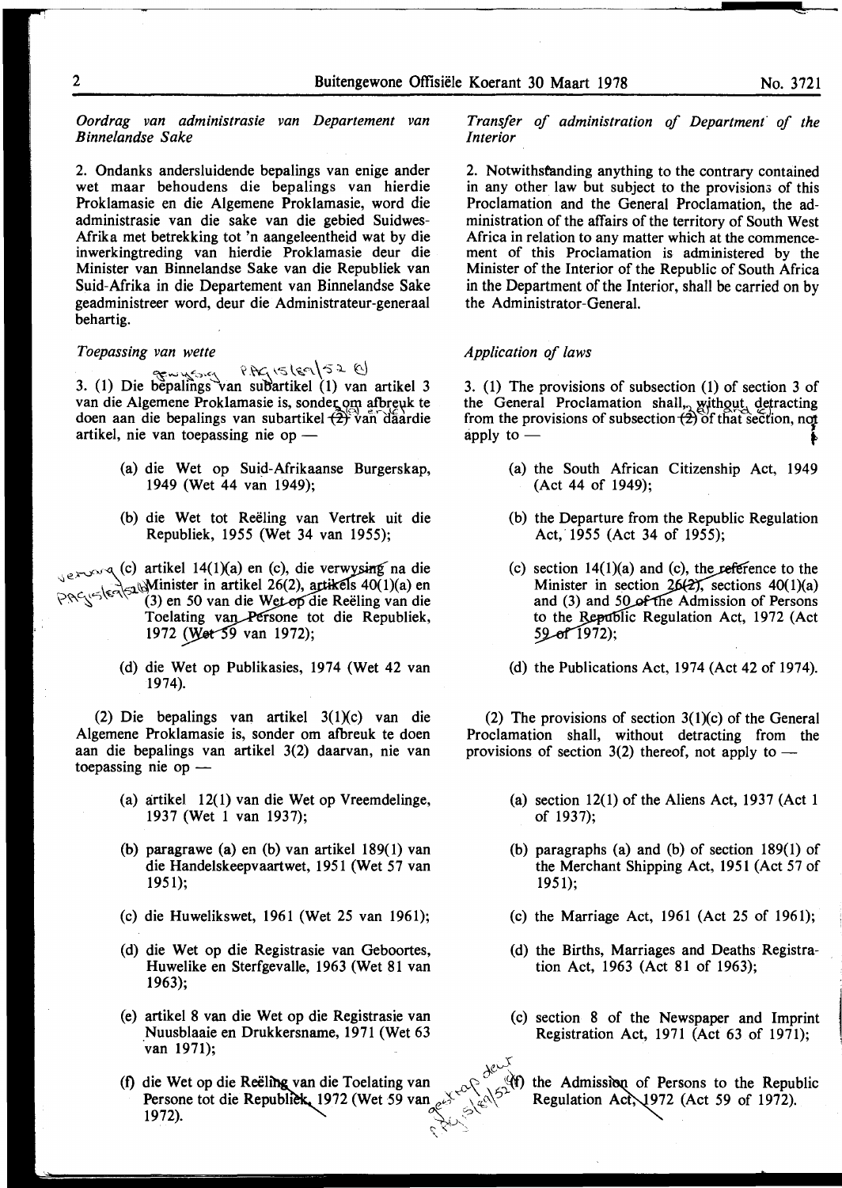*Oordrag van administrasie van Departement van Binnelandse Sake*

2. Ondanks andersluidende bepalings van enige ander wet maar behoudens die bepalings van hierdie Proklamasie en die Algemene Proklamasie, word die administrasie van die sake van die gebied Suidwes-Afrika met betrekking tot 'n aangeleentheid wat by die inwerkingtreding van hierdie Proklamasie deur die Minister van Binnelandse Sake van die Republiek van Suid-Afrika in die Departement van Binnelandse Sake geadministreer word, deur die Administrateur-generaal behartig.

*Toepassing van wette*

3. (1) Die bepalings van subartikel (1) van artikel 3 van die Algemene Proklamasie is, sonder om afbreuk te doen aan die bepalings van subartikel (2) van daardie artikel, nie van toepassing nie op —

(a) die Wet op Suid-Afrikaanse Burgerskap, 1949 (Wet 44 van 1949);

(b) die Wet tot Reëling van Vertrek uit die Republiek, 1955 (Wet 34 van 1955);

(c) artikel 14(1)(a) en (c), die verwysing na die Minister in artikel 26(2), artikels 40(1)(a) en (3) en 50 van die Wet op die Reëling van die Toelating van Persone tot die Republiek, 1972 (Wet 59 van 1972);

(d) die Wet op Publikasies, 1974 (Wet 42 van 1974).

(2) Die bepalings van artikel 3(1)(c) van die Algemene Proklamasie is, sonder om afbreuk te doen aan die bepalings van artikel 3(2) daarvan, nie van toepassing nie op —

(a) artikel 12(1) van die Wet op Vreemdelinge, 1937 (Wet 1 van 1937);

(b) paragrawe (a) en (b) van artikel 189(1) van die Handelskeepvaartwet, 1951 (Wet 57 van 1951);

(c) die Huwelikswet, 1961 (Wet 25 van 1961);

(d) die Wet op die Registrasie van Geboortes, Huwelike en Sterfgevalle, 1963 (Wet 81 van 1963);

(e) artikel 8 van die Wet op die Registrasie van Nuusblaaie en Drukkersname, 1971 (Wet 63 van 1971);

(f) die Wet op die Reëling van die Toelating van Persone tot die Republiek, 1972 (Wet 59 van 1972).

*Transfer of administration of Department of the Interior*

2. Notwithstanding anything to the contrary contained in any other law but subject to the provisions of this Proclamation and the General Proclamation, the administration of the affairs of the territory of South West Africa in relation to any matter which at the commencement of this Proclamation is administered by the Minister of the Interior of the Republic of South Africa in the Department of the Interior, shall be carried on by the Administrator-General.

*Application of laws*

3. (1) The provisions of subsection (1) of section 3 of the General Proclamation shall, without detracting from the provisions of subsection (2) of that section, not apply to —

(a) the South African Citizenship Act, 1949 (Act 44 of 1949);

(b) the Departure from the Republic Regulation Act, 1955 (Act 34 of 1955);

(c) section 14(1)(a) and (c), the reference to the Minister in section 26(2), sections 40(1)(a) and (3) and 50 of the Admission of Persons to the Republic Regulation Act, 1972 (Act 59 of 1972);

(d) the Publications Act, 1974 (Act 42 of 1974).

(2) The provisions of section 3(1)(c) of the General Proclamation shall, without detracting from the provisions of section 3(2) thereof, not apply to —

(a) section 12(1) of the Aliens Act, 1937 (Act 1 of 1937);

(b) paragraphs (a) and (b) of section 189(1) of the Merchant Shipping Act, 1951 (Act 57 of 1951);

(c) the Marriage Act, 1961 (Act 25 of 1961);

(d) the Births, Marriages and Deaths Registration Act, 1963 (Act 81 of 1963);

(c) section 8 of the Newspaper and Imprint Registration Act, 1971 (Act 63 of 1971);

(f) the Admission of Persons to the Republic Regulation Act, 1972 (Act 59 of 1972).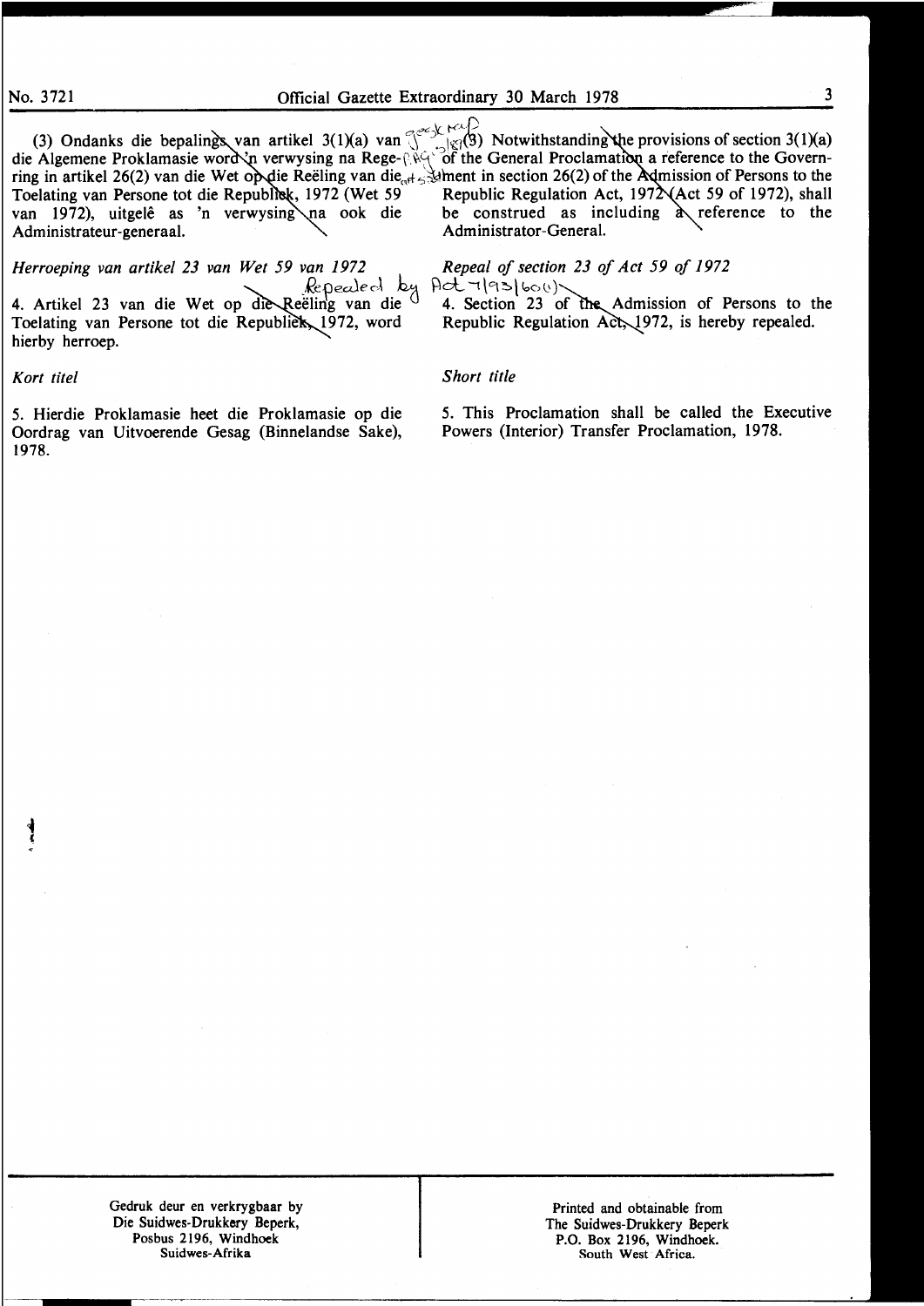(3) Ondanks die bepalings van artikel 3(1)(a) van die Algemene Proklamasie word 'n verwysing na Regering in artikel 26(2) van die Wet op die Reëling van die Toelating van Persone tot die Republiek, 1972 (Wet 59 van 1972), uitgelê as 'n verwysing na ook die Administrateur-generaal.

*Herroeping van artikel 23 van Wet 59 van 1972*

4. Artikel 23 van die Wet op die Reëling van die Toelating van Persone tot die Republiek, 1972, word hierby herroep.

*Kort titel*

5. Hierdie Proklamasie heet die Proklamasie op die Oordrag van Uitvoerende Gesag (Binnelandse Sake), 1978.

(3) Notwithstanding the provisions of section 3(1)(a) of the General Proclamation a reference to the Government in section 26(2) of the Admission of Persons to the Republic Regulation Act, 1972 (Act 59 of 1972), shall be construed as including a reference to the Administrator-General.

*Repeal of section 23 of Act 59 of 1972*

Repealed by Act 7/93 [60(1)]

4. Section 23 of the Admission of Persons to the Republic Regulation Act, 1972, is hereby repealed.

*Short title*

5. This Proclamation shall be called the Executive Powers (Interior) Transfer Proclamation, 1978.

Gedruk deur en verkrygbaar by Die Suidwes-Drukkery Beperk, Posbus 2196, Windhoek Suidwes-Afrika

Printed and obtainable from The Suidwes-Drukkery Beperk P.O. Box 2196, Windhoek. South West Africa.